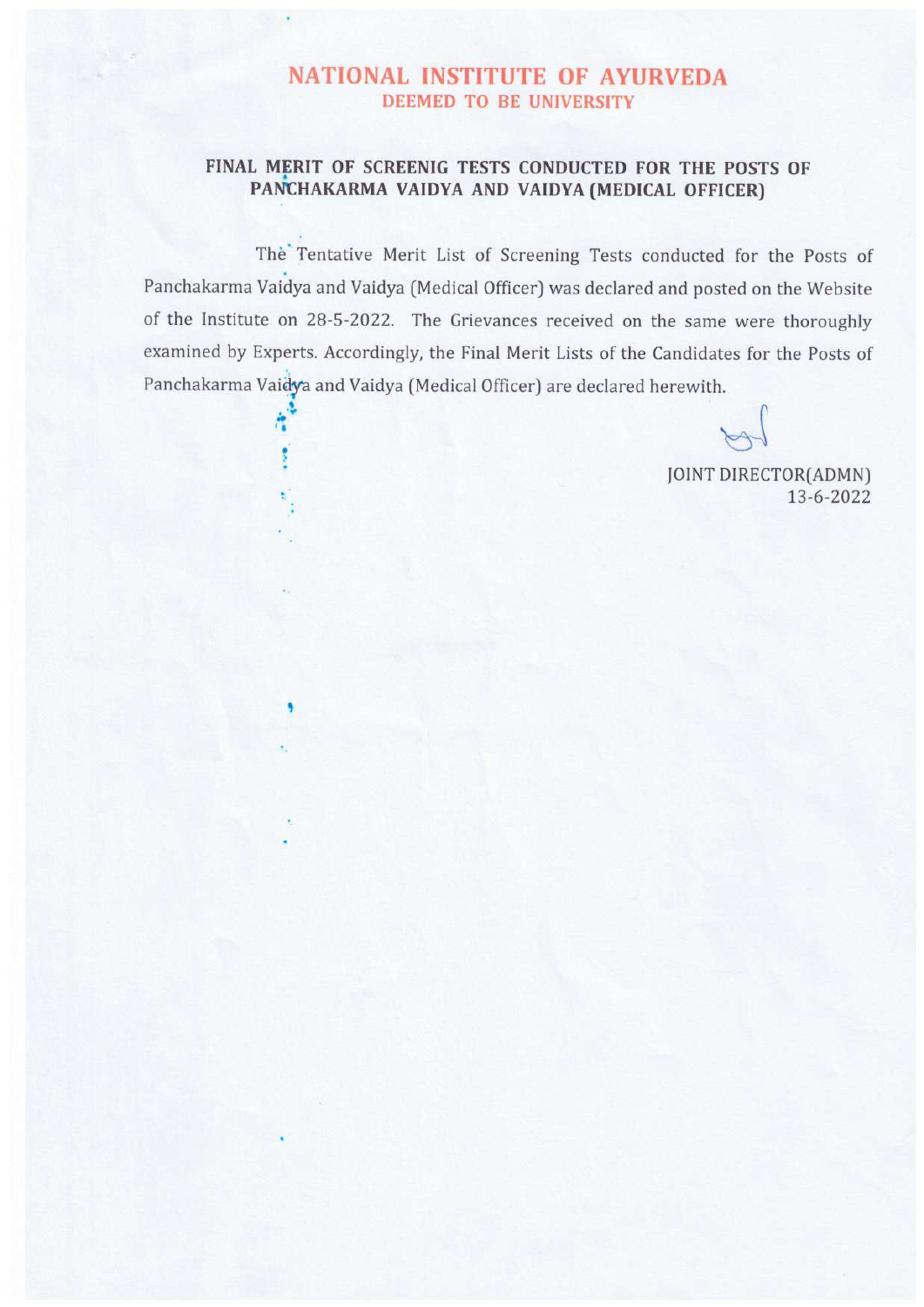# NATIONAL INSTITUTE OF AYURVEDA

## DEEMED TO BE UNIVERSITY

### FINAL MERIT OF SCREENIG TESTS CONDUCTED FOR THE POSTS OF PANCHAKARMA VAIDYA AND VAIDYA (MEDICAL OFFICER)

The Tentative Merit List of Screening Tests conducted for the Posts of Panchakarma Vaidya and Vaidya (Medical Officer) was declared and posted on the Website of the Institute on 28-5-2022. The Grievances received on the same were thoroughly examined by Experts. Accordingly, the Final Merit Lists of the Candidates for the Posts of Panchakarma Vaidya and Vaidya (Medical Officer) are declared herewith.

JOINT DIRECTOR(ADMN)
13-6-2022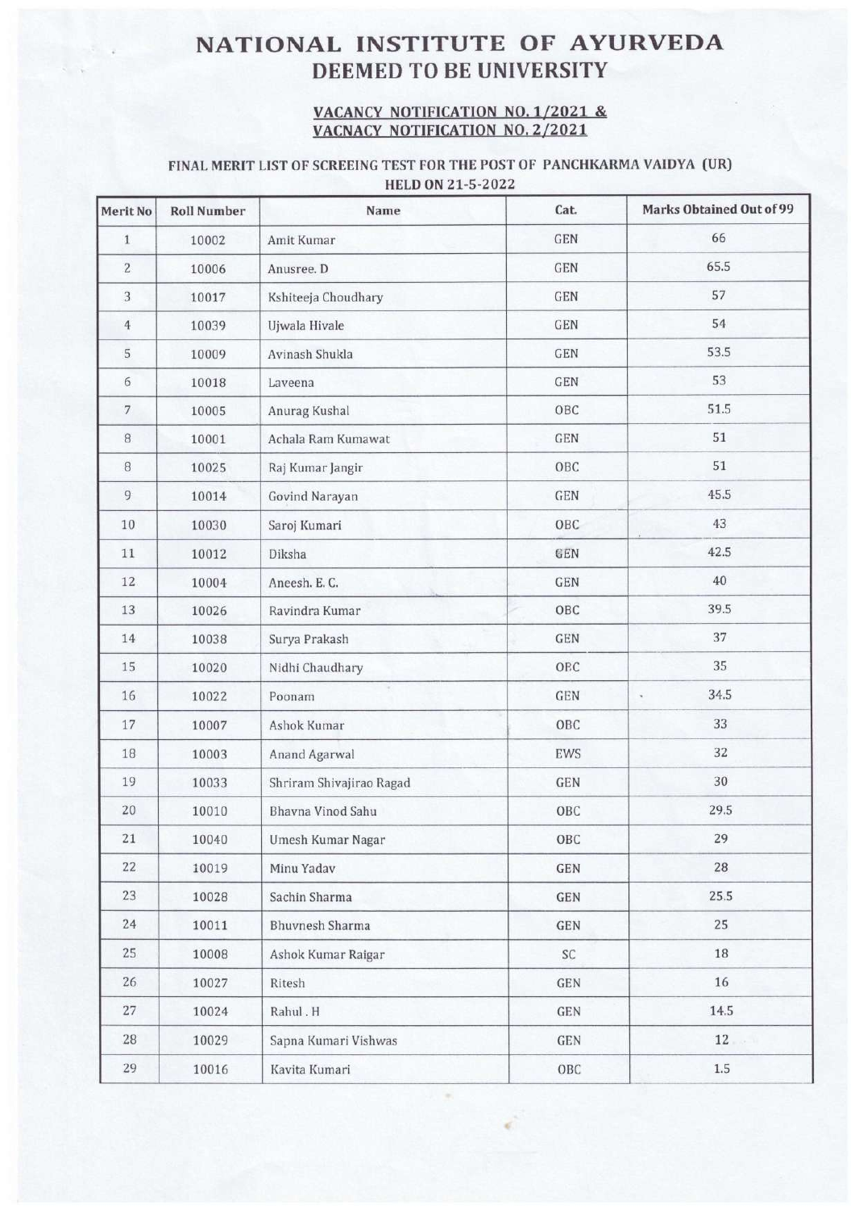# NATIONAL INSTITUTE OF AYURVEDA
## DEEMED TO BE UNIVERSITY

### VACANCY NOTIFICATION NO. 1/2021 & VACNACY NOTIFICATION NO. 2/2021

**FINAL MERIT LIST OF SCREEING TEST FOR THE POST OF PANCHKARMA VAIDYA (UR) HELD ON 21-5-2022**

| Merit No | Roll Number | Name | Cat. | Marks Obtained Out of 99 |
|---|---|---|---|---|
| 1 | 10002 | Amit Kumar | GEN | 66 |
| 2 | 10006 | Anusree. D | GEN | 65.5 |
| 3 | 10017 | Kshiteeja Choudhary | GEN | 57 |
| 4 | 10039 | Ujwala Hivale | GEN | 54 |
| 5 | 10009 | Avinash Shukla | GEN | 53.5 |
| 6 | 10018 | Laveena | GEN | 53 |
| 7 | 10005 | Anurag Kushal | OBC | 51.5 |
| 8 | 10001 | Achala Ram Kumawat | GEN | 51 |
| 8 | 10025 | Raj Kumar Jangir | OBC | 51 |
| 9 | 10014 | Govind Narayan | GEN | 45.5 |
| 10 | 10030 | Saroj Kumari | OBC | 43 |
| 11 | 10012 | Diksha | GEN | 42.5 |
| 12 | 10004 | Aneesh. E. C. | GEN | 40 |
| 13 | 10026 | Ravindra Kumar | OBC | 39.5 |
| 14 | 10038 | Surya Prakash | GEN | 37 |
| 15 | 10020 | Nidhi Chaudhary | OBC | 35 |
| 16 | 10022 | Poonam | GEN | 34.5 |
| 17 | 10007 | Ashok Kumar | OBC | 33 |
| 18 | 10003 | Anand Agarwal | EWS | 32 |
| 19 | 10033 | Shriram Shivajirao Ragad | GEN | 30 |
| 20 | 10010 | Bhavna Vinod Sahu | OBC | 29.5 |
| 21 | 10040 | Umesh Kumar Nagar | OBC | 29 |
| 22 | 10019 | Minu Yadav | GEN | 28 |
| 23 | 10028 | Sachin Sharma | GEN | 25.5 |
| 24 | 10011 | Bhuvnesh Sharma | GEN | 25 |
| 25 | 10008 | Ashok Kumar Raigar | SC | 18 |
| 26 | 10027 | Ritesh | GEN | 16 |
| 27 | 10024 | Rahul . H | GEN | 14.5 |
| 28 | 10029 | Sapna Kumari Vishwas | GEN | 12 |
| 29 | 10016 | Kavita Kumari | OBC | 1.5 |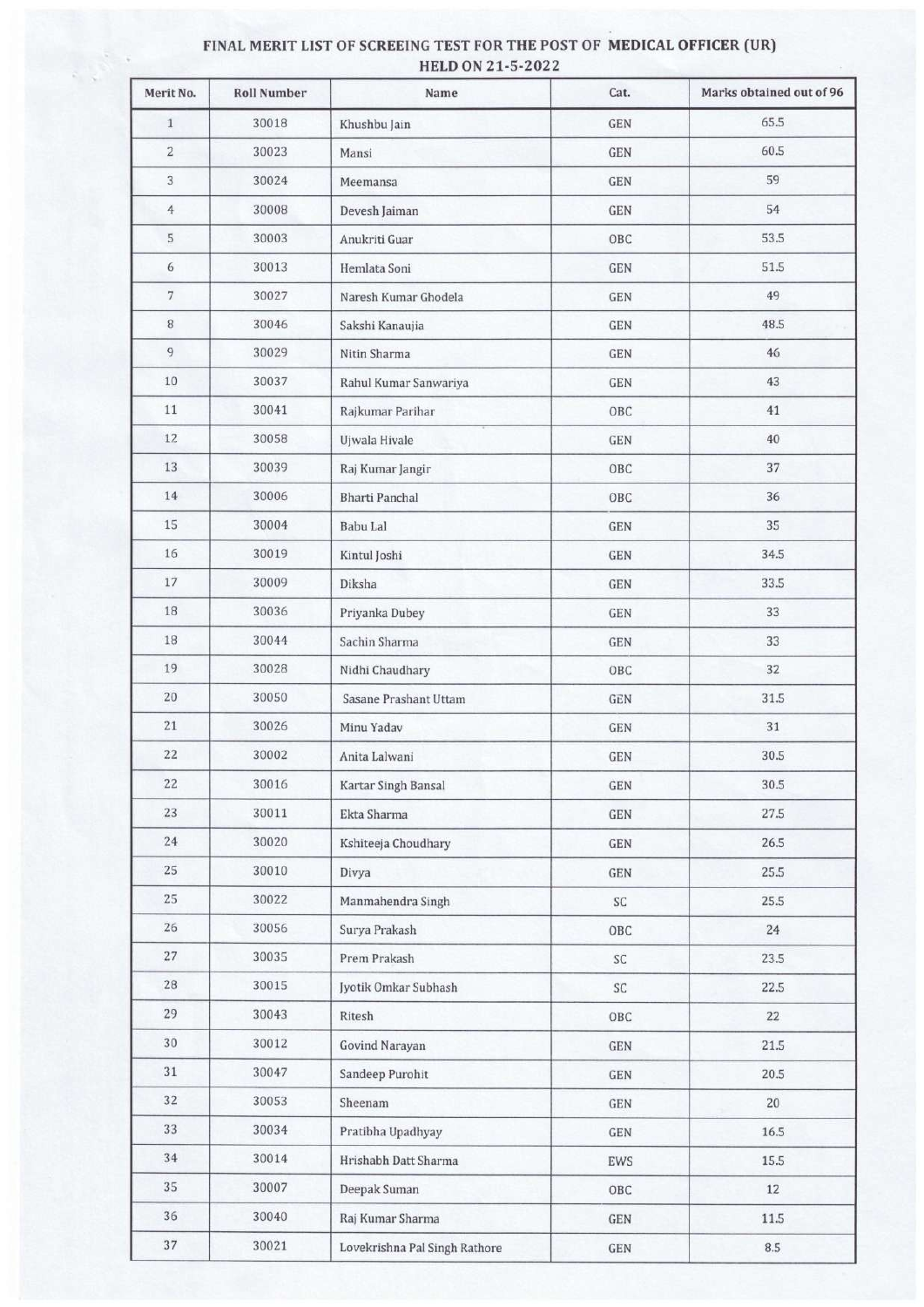## FINAL MERIT LIST OF SCREEING TEST FOR THE POST OF MEDICAL OFFICER (UR) HELD ON 21-5-2022

| Merit No. | Roll Number | Name | Cat. | Marks obtained out of 96 |
|---|---|---|---|---|
| 1 | 30018 | Khushbu Jain | GEN | 65.5 |
| 2 | 30023 | Mansi | GEN | 60.5 |
| 3 | 30024 | Meemansa | GEN | 59 |
| 4 | 30008 | Devesh Jaiman | GEN | 54 |
| 5 | 30003 | Anukriti Guar | OBC | 53.5 |
| 6 | 30013 | Hemlata Soni | GEN | 51.5 |
| 7 | 30027 | Naresh Kumar Ghodela | GEN | 49 |
| 8 | 30046 | Sakshi Kanaujia | GEN | 48.5 |
| 9 | 30029 | Nitin Sharma | GEN | 46 |
| 10 | 30037 | Rahul Kumar Sanwariya | GEN | 43 |
| 11 | 30041 | Rajkumar Parihar | OBC | 41 |
| 12 | 30058 | Ujwala Hivale | GEN | 40 |
| 13 | 30039 | Raj Kumar Jangir | OBC | 37 |
| 14 | 30006 | Bharti Panchal | OBC | 36 |
| 15 | 30004 | Babu Lal | GEN | 35 |
| 16 | 30019 | Kintul Joshi | GEN | 34.5 |
| 17 | 30009 | Diksha | GEN | 33.5 |
| 18 | 30036 | Priyanka Dubey | GEN | 33 |
| 18 | 30044 | Sachin Sharma | GEN | 33 |
| 19 | 30028 | Nidhi Chaudhary | OBC | 32 |
| 20 | 30050 | Sasane Prashant Uttam | GEN | 31.5 |
| 21 | 30026 | Minu Yadav | GEN | 31 |
| 22 | 30002 | Anita Lalwani | GEN | 30.5 |
| 22 | 30016 | Kartar Singh Bansal | GEN | 30.5 |
| 23 | 30011 | Ekta Sharma | GEN | 27.5 |
| 24 | 30020 | Kshiteeja Choudhary | GEN | 26.5 |
| 25 | 30010 | Divya | GEN | 25.5 |
| 25 | 30022 | Manmahendra Singh | SC | 25.5 |
| 26 | 30056 | Surya Prakash | OBC | 24 |
| 27 | 30035 | Prem Prakash | SC | 23.5 |
| 28 | 30015 | Jyotik Omkar Subhash | SC | 22.5 |
| 29 | 30043 | Ritesh | OBC | 22 |
| 30 | 30012 | Govind Narayan | GEN | 21.5 |
| 31 | 30047 | Sandeep Purohit | GEN | 20.5 |
| 32 | 30053 | Sheenam | GEN | 20 |
| 33 | 30034 | Pratibha Upadhyay | GEN | 16.5 |
| 34 | 30014 | Hrishabh Datt Sharma | EWS | 15.5 |
| 35 | 30007 | Deepak Suman | OBC | 12 |
| 36 | 30040 | Raj Kumar Sharma | GEN | 11.5 |
| 37 | 30021 | Lovekrishna Pal Singh Rathore | GEN | 8.5 |